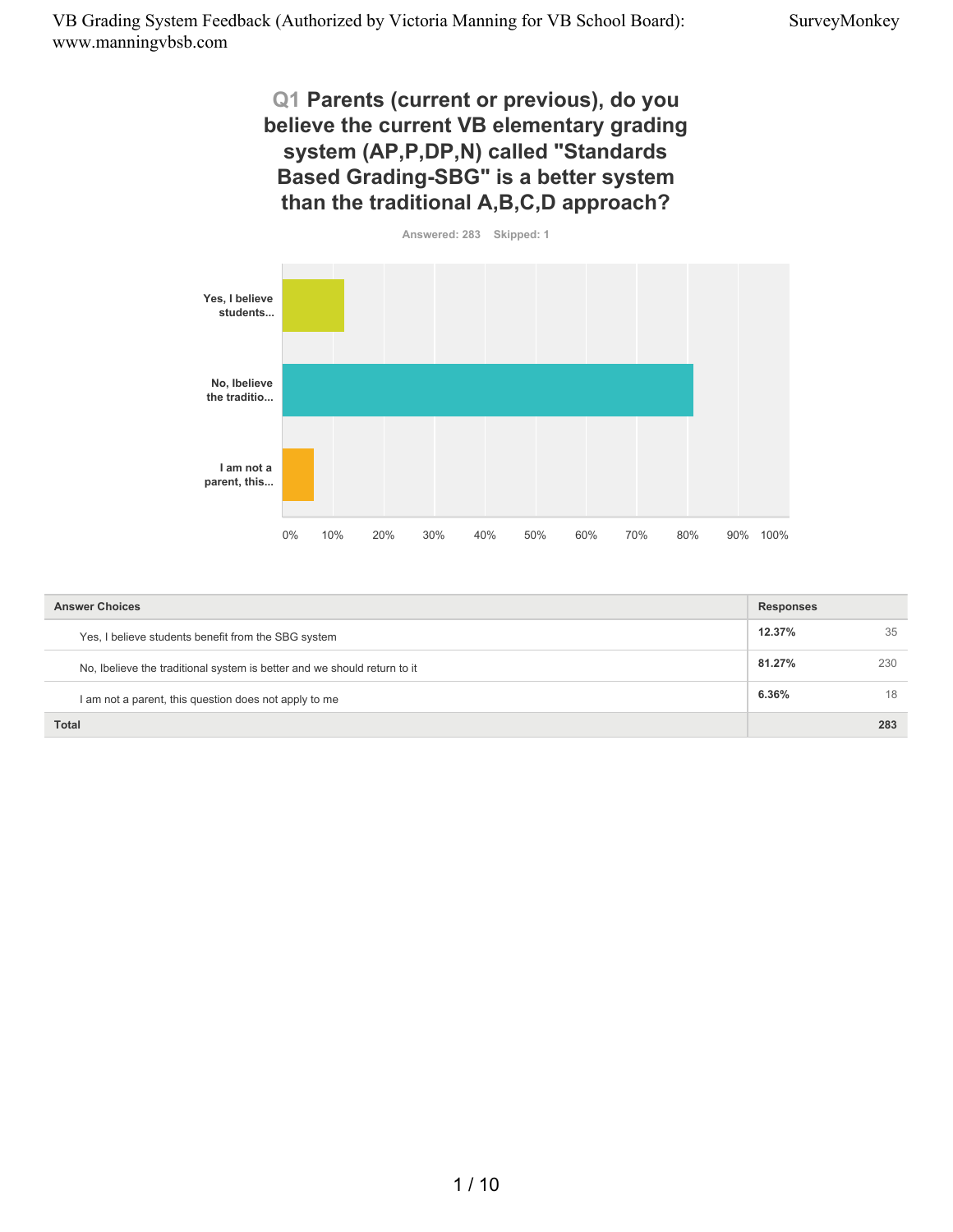# Q1 Parents (current or previous), do you believe the current VB elementary grading system (AP,P,DP,N) called "Standards Based Grading-SBG" is a better system than the traditional A,B,C,D approach?

Answered: 283 Skipped: 1

| Answer Choices | Responses | |
|---|---|---|
| Yes, I believe students benefit from the SBG system | 12.37% | 35 |
| No, Ibelieve the traditional system is better and we should return to it | 81.27% | 230 |
| I am not a parent, this question does not apply to me | 6.36% | 18 |
| **Total** | | **283** |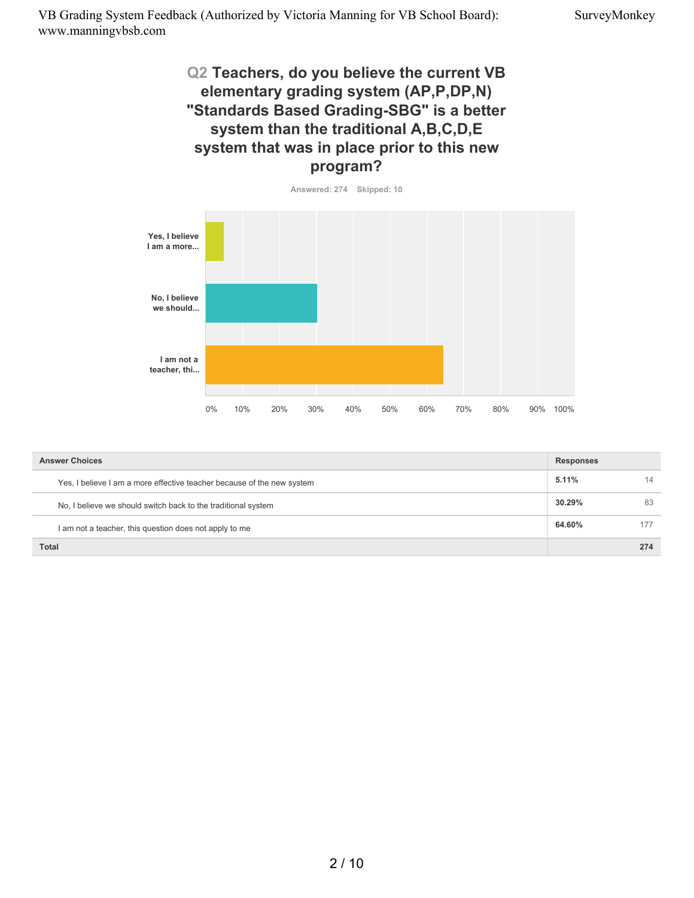## Q2 Teachers, do you believe the current VB elementary grading system (AP,P,DP,N) "Standards Based Grading-SBG" is a better system than the traditional A,B,C,D,E system that was in place prior to this new program?

Answered: 274 Skipped: 10

| Answer Choices | Responses | |
|---|---|---|
| Yes, I believe I am a more effective teacher because of the new system | 5.11% | 14 |
| No, I believe we should switch back to the traditional system | 30.29% | 83 |
| I am not a teacher, this question does not apply to me | 64.60% | 177 |
| **Total** | | **274** |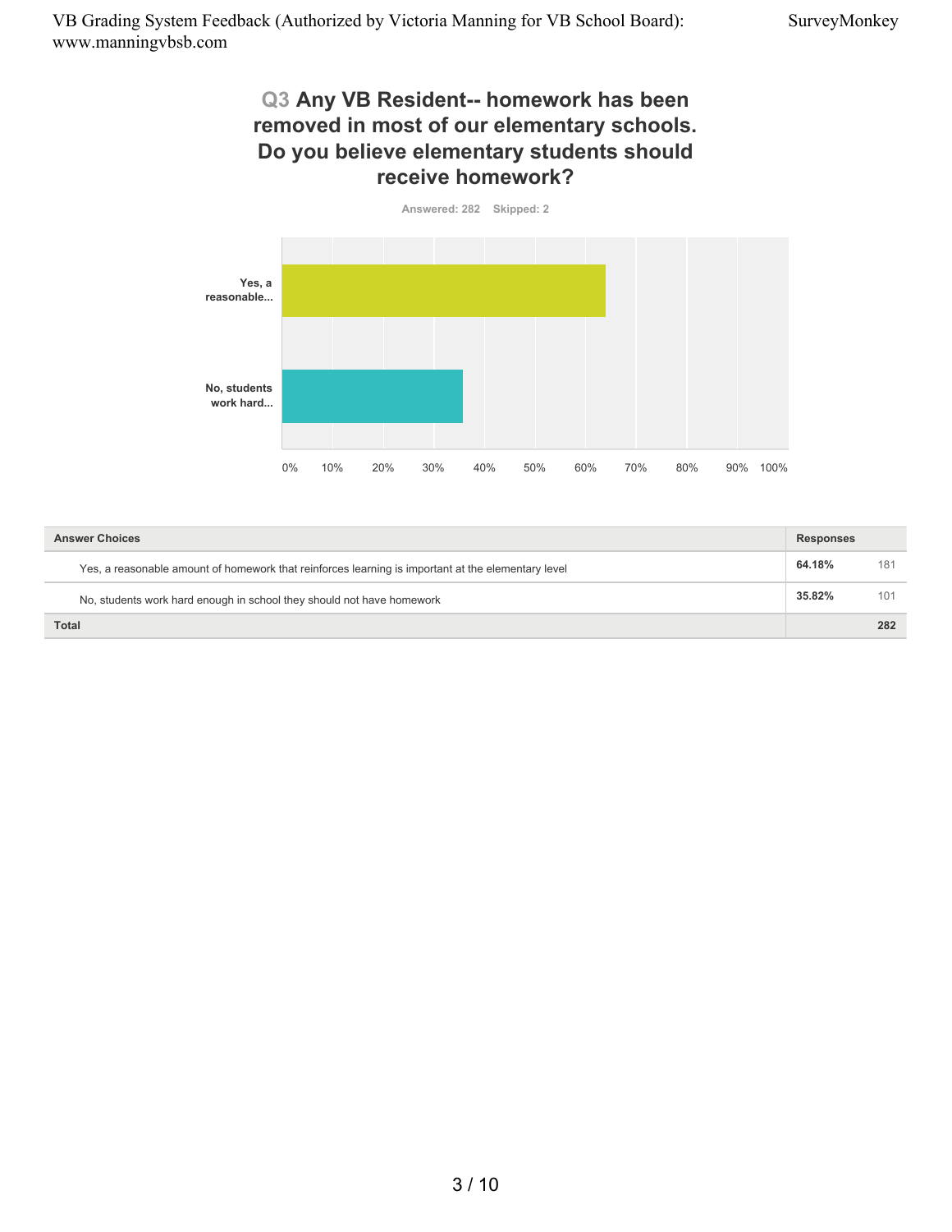## Q3 Any VB Resident-- homework has been removed in most of our elementary schools. Do you believe elementary students should receive homework?

Answered: 282 Skipped: 2

| Answer Choices | Responses | |
|---|---|---|
| Yes, a reasonable amount of homework that reinforces learning is important at the elementary level | **64.18%** | 181 |
| No, students work hard enough in school they should not have homework | **35.82%** | 101 |
| **Total** | | **282** |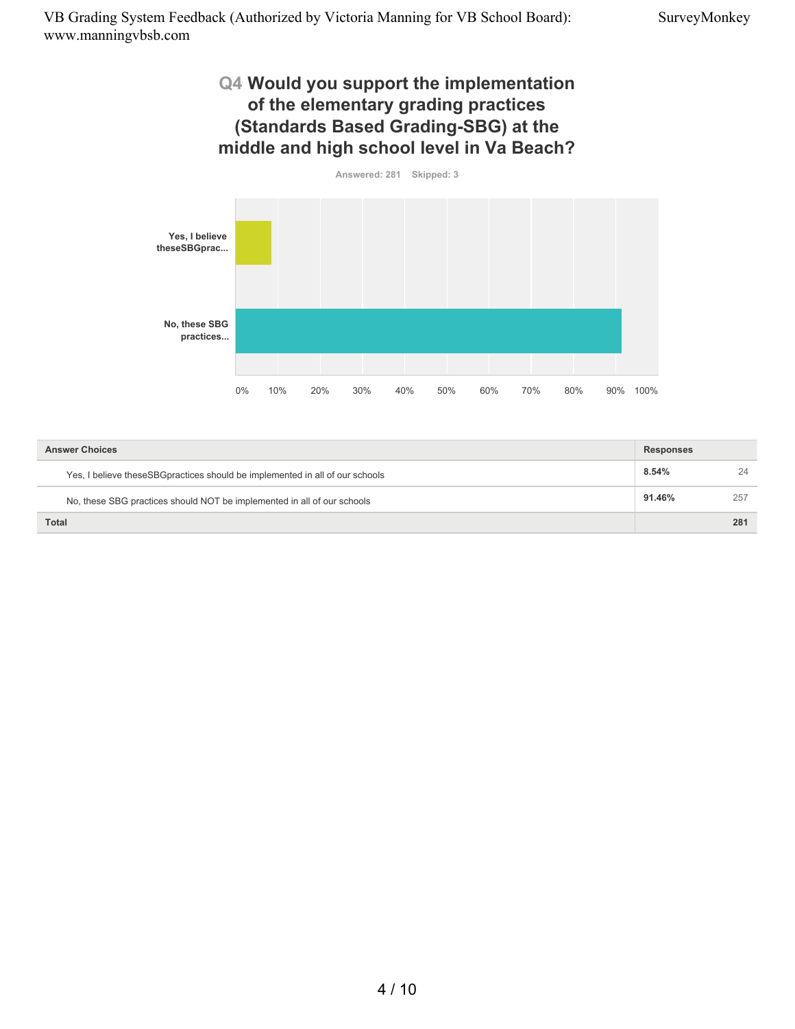## Q4 Would you support the implementation of the elementary grading practices (Standards Based Grading-SBG) at the middle and high school level in Va Beach?

Answered: 281 Skipped: 3

| Answer Choices | Responses | |
|---|---|---|
| Yes, I believe theseSBGpractices should be implemented in all of our schools | 8.54% | 24 |
| No, these SBG practices should NOT be implemented in all of our schools | 91.46% | 257 |
| Total | | 281 |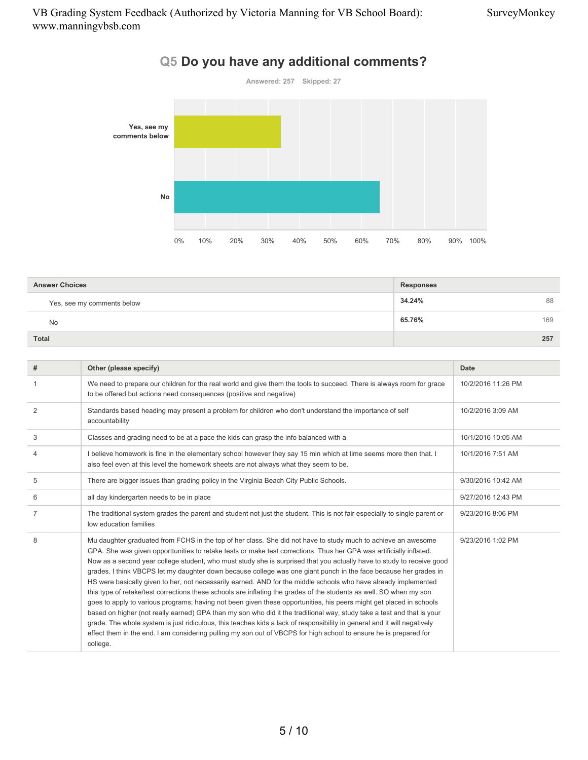## Q5 Do you have any additional comments?

Answered: 257 Skipped: 27

| Answer Choices | Responses | |
|---|---|---|
| Yes, see my comments below | 34.24% | 88 |
| No | 65.76% | 169 |
| **Total** | | **257** |

| # | Other (please specify) | Date |
|---|---|---|
| 1 | We need to prepare our children for the real world and give them the tools to succeed. There is always room for grace to be offered but actions need consequences (positive and negative) | 10/2/2016 11:26 PM |
| 2 | Standards based heading may present a problem for children who don't understand the importance of self accountability | 10/2/2016 3:09 AM |
| 3 | Classes and grading need to be at a pace the kids can grasp the info balanced with a | 10/1/2016 10:05 AM |
| 4 | I believe homework is fine in the elementary school however they say 15 min which at time seems more then that. I also feel even at this level the homework sheets are not always what they seem to be. | 10/1/2016 7:51 AM |
| 5 | There are bigger issues than grading policy in the Virginia Beach City Public Schools. | 9/30/2016 10:42 AM |
| 6 | all day kindergarten needs to be in place | 9/27/2016 12:43 PM |
| 7 | The traditional system grades the parent and student not just the student. This is not fair especially to single parent or low education families | 9/23/2016 8:06 PM |
| 8 | Mu daughter graduated from FCHS in the top of her class. She did not have to study much to achieve an awesome GPA. She was given opporttunities to retake tests or make test corrections. Thus her GPA was artificially inflated. Now as a second year college student, who must study she is surprised that you actually have to study to receive good grades. I think VBCPS let my daughter down because college was one giant punch in the face because her grades in HS were basically given to her, not necessarily earned. AND for the middle schools who have already implemented this type of retake/test corrections these schools are inflating the grades of the students as well. SO when my son goes to apply to various programs; having not been given these opportunities, his peers might get placed in schools based on higher (not really earned) GPA than my son who did it the traditional way, study take a test and that is your grade. The whole system is just ridiculous, this teaches kids a lack of responsibility in general and it will negatively effect them in the end. I am considering pulling my son out of VBCPS for high school to ensure he is prepared for college. | 9/23/2016 1:02 PM |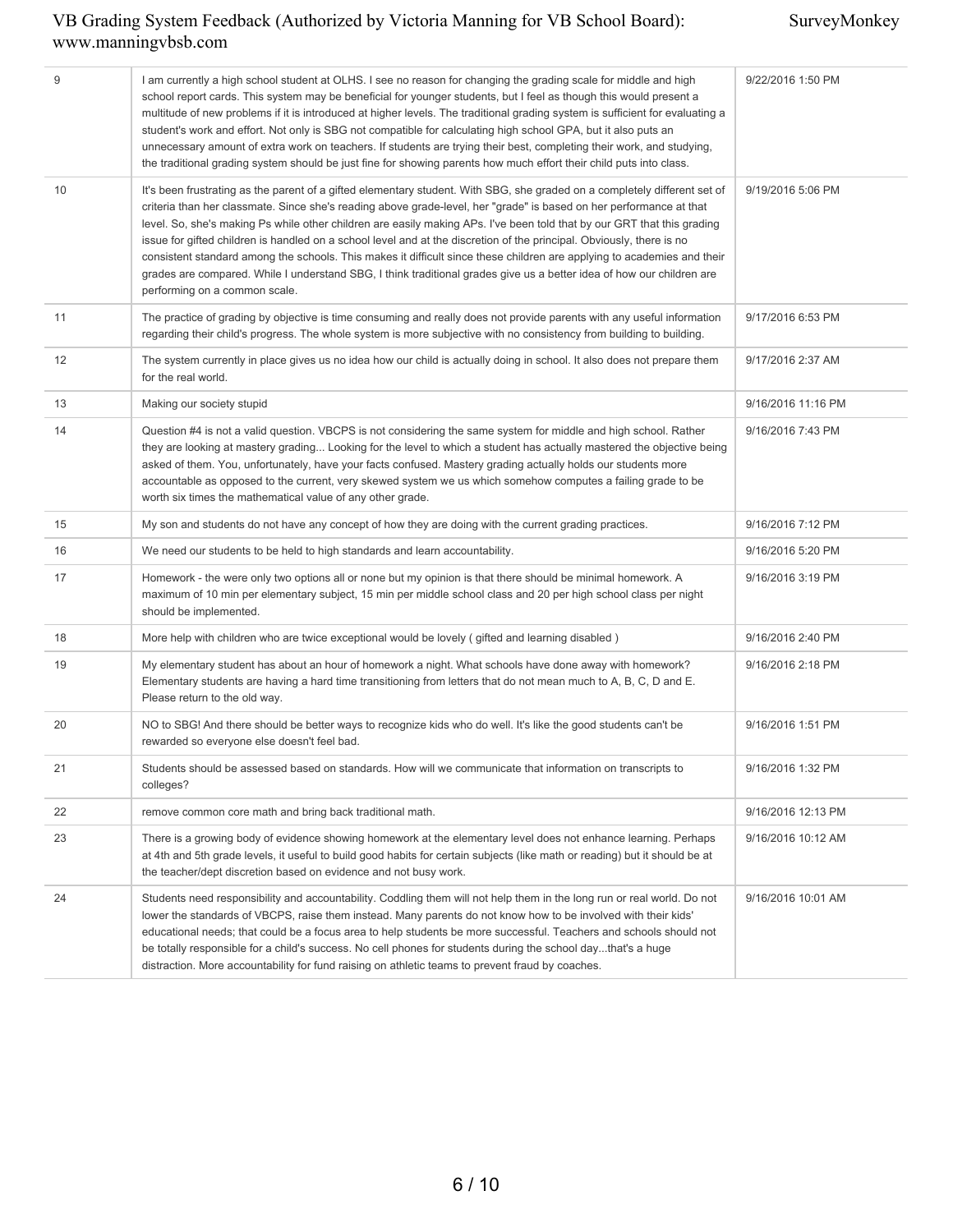| | | |
|---|---|---|
| 9 | I am currently a high school student at OLHS. I see no reason for changing the grading scale for middle and high school report cards. This system may be beneficial for younger students, but I feel as though this would present a multitude of new problems if it is introduced at higher levels. The traditional grading system is sufficient for evaluating a student's work and effort. Not only is SBG not compatible for calculating high school GPA, but it also puts an unnecessary amount of extra work on teachers. If students are trying their best, completing their work, and studying, the traditional grading system should be just fine for showing parents how much effort their child puts into class. | 9/22/2016 1:50 PM |
| 10 | It's been frustrating as the parent of a gifted elementary student. With SBG, she graded on a completely different set of criteria than her classmate. Since she's reading above grade-level, her "grade" is based on her performance at that level. So, she's making Ps while other children are easily making APs. I've been told that by our GRT that this grading issue for gifted children is handled on a school level and at the discretion of the principal. Obviously, there is no consistent standard among the schools. This makes it difficult since these children are applying to academies and their grades are compared. While I understand SBG, I think traditional grades give us a better idea of how our children are performing on a common scale. | 9/19/2016 5:06 PM |
| 11 | The practice of grading by objective is time consuming and really does not provide parents with any useful information regarding their child's progress. The whole system is more subjective with no consistency from building to building. | 9/17/2016 6:53 PM |
| 12 | The system currently in place gives us no idea how our child is actually doing in school. It also does not prepare them for the real world. | 9/17/2016 2:37 AM |
| 13 | Making our society stupid | 9/16/2016 11:16 PM |
| 14 | Question #4 is not a valid question. VBCPS is not considering the same system for middle and high school. Rather they are looking at mastery grading... Looking for the level to which a student has actually mastered the objective being asked of them. You, unfortunately, have your facts confused. Mastery grading actually holds our students more accountable as opposed to the current, very skewed system we us which somehow computes a failing grade to be worth six times the mathematical value of any other grade. | 9/16/2016 7:43 PM |
| 15 | My son and students do not have any concept of how they are doing with the current grading practices. | 9/16/2016 7:12 PM |
| 16 | We need our students to be held to high standards and learn accountability. | 9/16/2016 5:20 PM |
| 17 | Homework - the were only two options all or none but my opinion is that there should be minimal homework. A maximum of 10 min per elementary subject, 15 min per middle school class and 20 per high school class per night should be implemented. | 9/16/2016 3:19 PM |
| 18 | More help with children who are twice exceptional would be lovely ( gifted and learning disabled ) | 9/16/2016 2:40 PM |
| 19 | My elementary student has about an hour of homework a night. What schools have done away with homework? Elementary students are having a hard time transitioning from letters that do not mean much to A, B, C, D and E. Please return to the old way. | 9/16/2016 2:18 PM |
| 20 | NO to SBG! And there should be better ways to recognize kids who do well. It's like the good students can't be rewarded so everyone else doesn't feel bad. | 9/16/2016 1:51 PM |
| 21 | Students should be assessed based on standards. How will we communicate that information on transcripts to colleges? | 9/16/2016 1:32 PM |
| 22 | remove common core math and bring back traditional math. | 9/16/2016 12:13 PM |
| 23 | There is a growing body of evidence showing homework at the elementary level does not enhance learning. Perhaps at 4th and 5th grade levels, it useful to build good habits for certain subjects (like math or reading) but it should be at the teacher/dept discretion based on evidence and not busy work. | 9/16/2016 10:12 AM |
| 24 | Students need responsibility and accountability. Coddling them will not help them in the long run or real world. Do not lower the standards of VBCPS, raise them instead. Many parents do not know how to be involved with their kids' educational needs; that could be a focus area to help students be more successful. Teachers and schools should not be totally responsible for a child's success. No cell phones for students during the school day...that's a huge distraction. More accountability for fund raising on athletic teams to prevent fraud by coaches. | 9/16/2016 10:01 AM |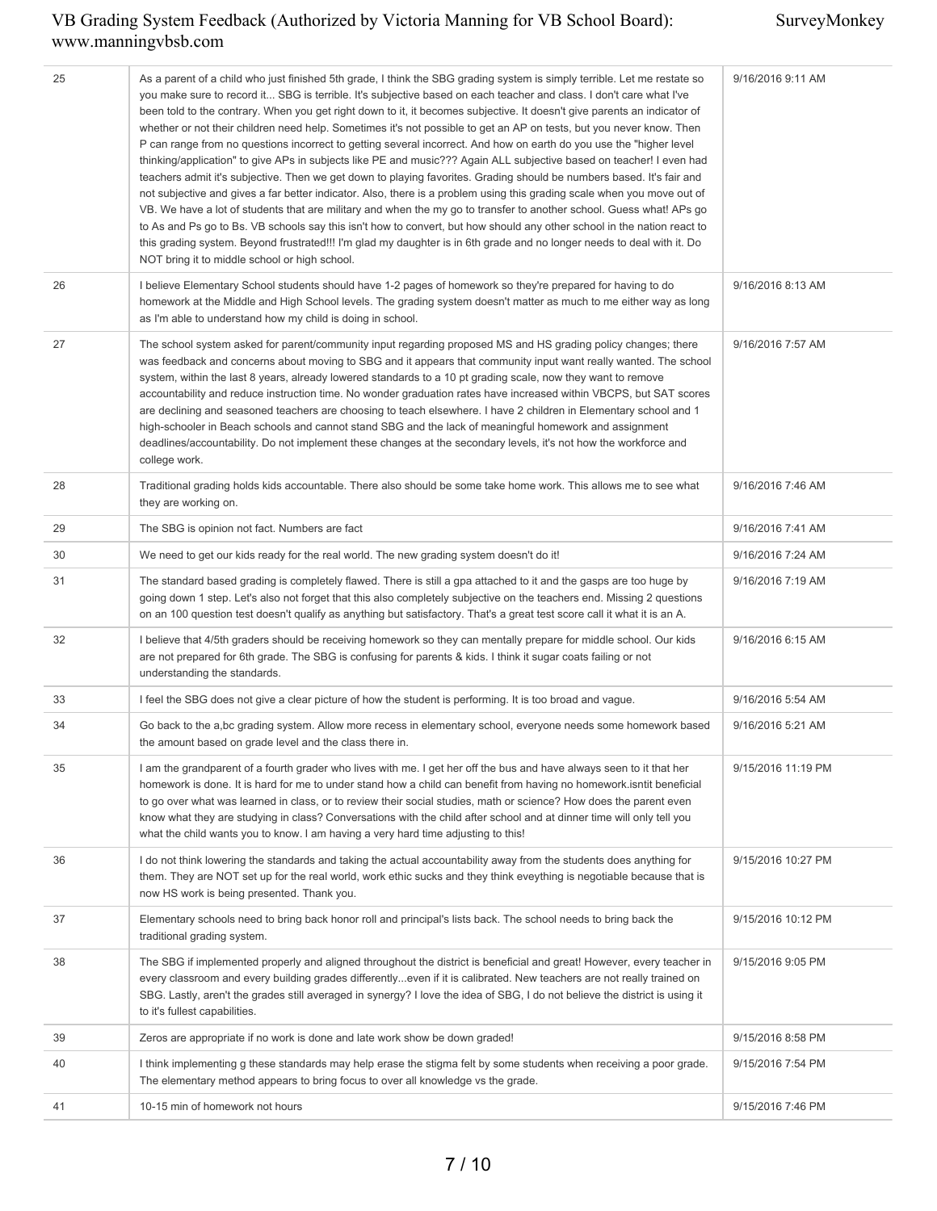| | | |
|---|---|---|
| 25 | As a parent of a child who just finished 5th grade, I think the SBG grading system is simply terrible. Let me restate so you make sure to record it... SBG is terrible. It's subjective based on each teacher and class. I don't care what I've been told to the contrary. When you get right down to it, it becomes subjective. It doesn't give parents an indicator of whether or not their children need help. Sometimes it's not possible to get an AP on tests, but you never know. Then P can range from no questions incorrect to getting several incorrect. And how on earth do you use the "higher level thinking/application" to give APs in subjects like PE and music??? Again ALL subjective based on teacher! I even had teachers admit it's subjective. Then we get down to playing favorites. Grading should be numbers based. It's fair and not subjective and gives a far better indicator. Also, there is a problem using this grading scale when you move out of VB. We have a lot of students that are military and when the my go to transfer to another school. Guess what! APs go to As and Ps go to Bs. VB schools say this isn't how to convert, but how should any other school in the nation react to this grading system. Beyond frustrated!!! I'm glad my daughter is in 6th grade and no longer needs to deal with it. Do NOT bring it to middle school or high school. | 9/16/2016 9:11 AM |
| 26 | I believe Elementary School students should have 1-2 pages of homework so they're prepared for having to do homework at the Middle and High School levels. The grading system doesn't matter as much to me either way as long as I'm able to understand how my child is doing in school. | 9/16/2016 8:13 AM |
| 27 | The school system asked for parent/community input regarding proposed MS and HS grading policy changes; there was feedback and concerns about moving to SBG and it appears that community input want really wanted. The school system, within the last 8 years, already lowered standards to a 10 pt grading scale, now they want to remove accountability and reduce instruction time. No wonder graduation rates have increased within VBCPS, but SAT scores are declining and seasoned teachers are choosing to teach elsewhere. I have 2 children in Elementary school and 1 high-schooler in Beach schools and cannot stand SBG and the lack of meaningful homework and assignment deadlines/accountability. Do not implement these changes at the secondary levels, it's not how the workforce and college work. | 9/16/2016 7:57 AM |
| 28 | Traditional grading holds kids accountable. There also should be some take home work. This allows me to see what they are working on. | 9/16/2016 7:46 AM |
| 29 | The SBG is opinion not fact. Numbers are fact | 9/16/2016 7:41 AM |
| 30 | We need to get our kids ready for the real world. The new grading system doesn't do it! | 9/16/2016 7:24 AM |
| 31 | The standard based grading is completely flawed. There is still a gpa attached to it and the gasps are too huge by going down 1 step. Let's also not forget that this also completely subjective on the teachers end. Missing 2 questions on an 100 question test doesn't qualify as anything but satisfactory. That's a great test score call it what it is an A. | 9/16/2016 7:19 AM |
| 32 | I believe that 4/5th graders should be receiving homework so they can mentally prepare for middle school. Our kids are not prepared for 6th grade. The SBG is confusing for parents & kids. I think it sugar coats failing or not understanding the standards. | 9/16/2016 6:15 AM |
| 33 | I feel the SBG does not give a clear picture of how the student is performing. It is too broad and vague. | 9/16/2016 5:54 AM |
| 34 | Go back to the a,bc grading system. Allow more recess in elementary school, everyone needs some homework based the amount based on grade level and the class there in. | 9/16/2016 5:21 AM |
| 35 | I am the grandparent of a fourth grader who lives with me. I get her off the bus and have always seen to it that her homework is done. It is hard for me to under stand how a child can benefit from having no homework.isntit beneficial to go over what was learned in class, or to review their social studies, math or science? How does the parent even know what they are studying in class? Conversations with the child after school and at dinner time will only tell you what the child wants you to know. I am having a very hard time adjusting to this! | 9/15/2016 11:19 PM |
| 36 | I do not think lowering the standards and taking the actual accountability away from the students does anything for them. They are NOT set up for the real world, work ethic sucks and they think eveything is negotiable because that is now HS work is being presented. Thank you. | 9/15/2016 10:27 PM |
| 37 | Elementary schools need to bring back honor roll and principal's lists back. The school needs to bring back the traditional grading system. | 9/15/2016 10:12 PM |
| 38 | The SBG if implemented properly and aligned throughout the district is beneficial and great! However, every teacher in every classroom and every building grades differently...even if it is calibrated. New teachers are not really trained on SBG. Lastly, aren't the grades still averaged in synergy? I love the idea of SBG, I do not believe the district is using it to it's fullest capabilities. | 9/15/2016 9:05 PM |
| 39 | Zeros are appropriate if no work is done and late work show be down graded! | 9/15/2016 8:58 PM |
| 40 | I think implementing g these standards may help erase the stigma felt by some students when receiving a poor grade. The elementary method appears to bring focus to over all knowledge vs the grade. | 9/15/2016 7:54 PM |
| 41 | 10-15 min of homework not hours | 9/15/2016 7:46 PM |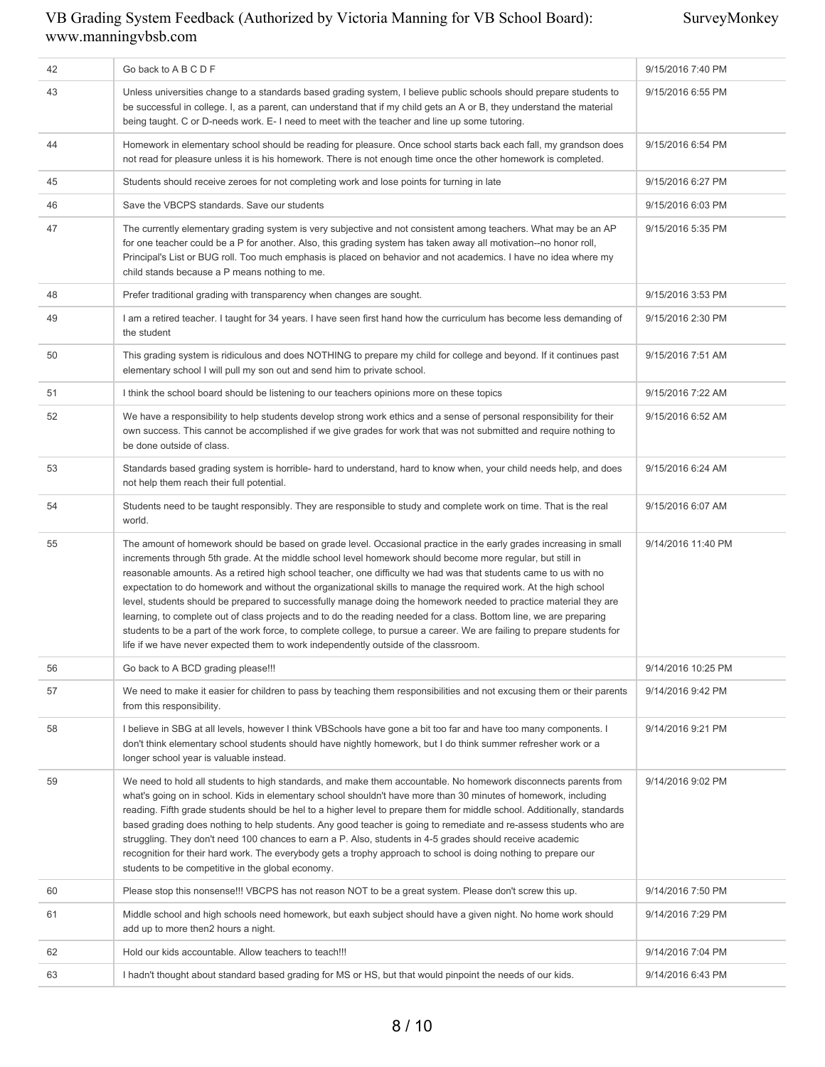| | | |
|---|---|---|
| 42 | Go back to A B C D F | 9/15/2016 7:40 PM |
| 43 | Unless universities change to a standards based grading system, I believe public schools should prepare students to be successful in college. I, as a parent, can understand that if my child gets an A or B, they understand the material being taught. C or D-needs work. E- I need to meet with the teacher and line up some tutoring. | 9/15/2016 6:55 PM |
| 44 | Homework in elementary school should be reading for pleasure. Once school starts back each fall, my grandson does not read for pleasure unless it is his homework. There is not enough time once the other homework is completed. | 9/15/2016 6:54 PM |
| 45 | Students should receive zeroes for not completing work and lose points for turning in late | 9/15/2016 6:27 PM |
| 46 | Save the VBCPS standards. Save our students | 9/15/2016 6:03 PM |
| 47 | The currently elementary grading system is very subjective and not consistent among teachers. What may be an AP for one teacher could be a P for another. Also, this grading system has taken away all motivation--no honor roll, Principal's List or BUG roll. Too much emphasis is placed on behavior and not academics. I have no idea where my child stands because a P means nothing to me. | 9/15/2016 5:35 PM |
| 48 | Prefer traditional grading with transparency when changes are sought. | 9/15/2016 3:53 PM |
| 49 | I am a retired teacher. I taught for 34 years. I have seen first hand how the curriculum has become less demanding of the student | 9/15/2016 2:30 PM |
| 50 | This grading system is ridiculous and does NOTHING to prepare my child for college and beyond. If it continues past elementary school I will pull my son out and send him to private school. | 9/15/2016 7:51 AM |
| 51 | I think the school board should be listening to our teachers opinions more on these topics | 9/15/2016 7:22 AM |
| 52 | We have a responsibility to help students develop strong work ethics and a sense of personal responsibility for their own success. This cannot be accomplished if we give grades for work that was not submitted and require nothing to be done outside of class. | 9/15/2016 6:52 AM |
| 53 | Standards based grading system is horrible- hard to understand, hard to know when, your child needs help, and does not help them reach their full potential. | 9/15/2016 6:24 AM |
| 54 | Students need to be taught responsibly. They are responsible to study and complete work on time. That is the real world. | 9/15/2016 6:07 AM |
| 55 | The amount of homework should be based on grade level. Occasional practice in the early grades increasing in small increments through 5th grade. At the middle school level homework should become more regular, but still in reasonable amounts. As a retired high school teacher, one difficulty we had was that students came to us with no expectation to do homework and without the organizational skills to manage the required work. At the high school level, students should be prepared to successfully manage doing the homework needed to practice material they are learning, to complete out of class projects and to do the reading needed for a class. Bottom line, we are preparing students to be a part of the work force, to complete college, to pursue a career. We are failing to prepare students for life if we have never expected them to work independently outside of the classroom. | 9/14/2016 11:40 PM |
| 56 | Go back to A BCD grading please!!! | 9/14/2016 10:25 PM |
| 57 | We need to make it easier for children to pass by teaching them responsibilities and not excusing them or their parents from this responsibility. | 9/14/2016 9:42 PM |
| 58 | I believe in SBG at all levels, however I think VBSchools have gone a bit too far and have too many components. I don't think elementary school students should have nightly homework, but I do think summer refresher work or a longer school year is valuable instead. | 9/14/2016 9:21 PM |
| 59 | We need to hold all students to high standards, and make them accountable. No homework disconnects parents from what's going on in school. Kids in elementary school shouldn't have more than 30 minutes of homework, including reading. Fifth grade students should be hel to a higher level to prepare them for middle school. Additionally, standards based grading does nothing to help students. Any good teacher is going to remediate and re-assess students who are struggling. They don't need 100 chances to earn a P. Also, students in 4-5 grades should receive academic recognition for their hard work. The everybody gets a trophy approach to school is doing nothing to prepare our students to be competitive in the global economy. | 9/14/2016 9:02 PM |
| 60 | Please stop this nonsense!!! VBCPS has not reason NOT to be a great system. Please don't screw this up. | 9/14/2016 7:50 PM |
| 61 | Middle school and high schools need homework, but eaxh subject should have a given night. No home work should add up to more then2 hours a night. | 9/14/2016 7:29 PM |
| 62 | Hold our kids accountable. Allow teachers to teach!!! | 9/14/2016 7:04 PM |
| 63 | I hadn't thought about standard based grading for MS or HS, but that would pinpoint the needs of our kids. | 9/14/2016 6:43 PM |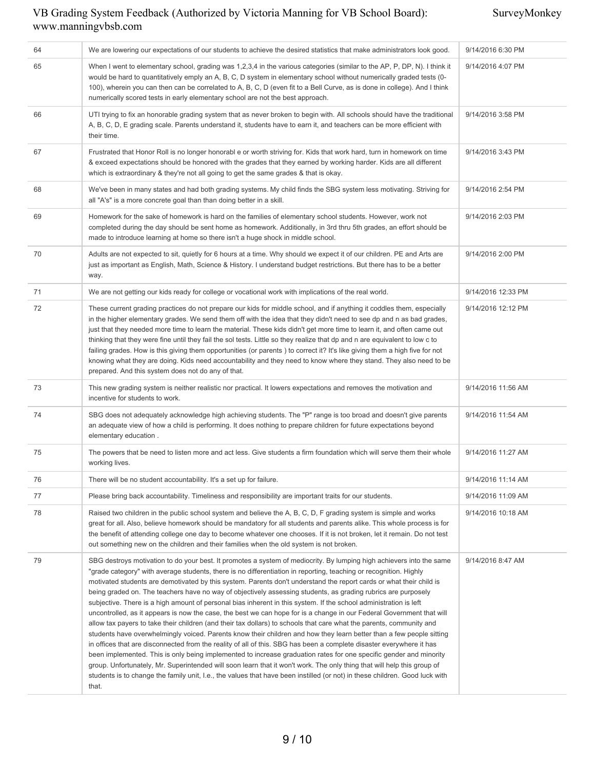| | | |
|---|---|---|
| 64 | We are lowering our expectations of our students to achieve the desired statistics that make administrators look good. | 9/14/2016 6:30 PM |
| 65 | When I went to elementary school, grading was 1,2,3,4 in the various categories (similar to the AP, P, DP, N). I think it would be hard to quantitatively emply an A, B, C, D system in elementary school without numerically graded tests (0-100), wherein you can then can be correlated to A, B, C, D (even fit to a Bell Curve, as is done in college). And I think numerically scored tests in early elementary school are not the best approach. | 9/14/2016 4:07 PM |
| 66 | UTI trying to fix an honorable grading system that as never broken to begin with. All schools should have the traditional A, B, C, D, E grading scale. Parents understand it, students have to earn it, and teachers can be more efficient with their time. | 9/14/2016 3:58 PM |
| 67 | Frustrated that Honor Roll is no longer honorabl e or worth striving for. Kids that work hard, turn in homework on time & exceed expectations should be honored with the grades that they earned by working harder. Kids are all different which is extraordinary & they're not all going to get the same grades & that is okay. | 9/14/2016 3:43 PM |
| 68 | We've been in many states and had both grading systems. My child finds the SBG system less motivating. Striving for all "A's" is a more concrete goal than than doing better in a skill. | 9/14/2016 2:54 PM |
| 69 | Homework for the sake of homework is hard on the families of elementary school students. However, work not completed during the day should be sent home as homework. Additionally, in 3rd thru 5th grades, an effort should be made to introduce learning at home so there isn't a huge shock in middle school. | 9/14/2016 2:03 PM |
| 70 | Adults are not expected to sit, quietly for 6 hours at a time. Why should we expect it of our children. PE and Arts are just as important as English, Math, Science & History. I understand budget restrictions. But there has to be a better way. | 9/14/2016 2:00 PM |
| 71 | We are not getting our kids ready for college or vocational work with implications of the real world. | 9/14/2016 12:33 PM |
| 72 | These current grading practices do not prepare our kids for middle school, and if anything it coddles them, especially in the higher elementary grades. We send them off with the idea that they didn't need to see dp and n as bad grades, just that they needed more time to learn the material. These kids didn't get more time to learn it, and often came out thinking that they were fine until they fail the sol tests. Little so they realize that dp and n are equivalent to low c to failing grades. How is this giving them opportunities (or parents ) to correct it? It's like giving them a high five for not knowing what they are doing. Kids need accountability and they need to know where they stand. They also need to be prepared. And this system does not do any of that. | 9/14/2016 12:12 PM |
| 73 | This new grading system is neither realistic nor practical. It lowers expectations and removes the motivation and incentive for students to work. | 9/14/2016 11:56 AM |
| 74 | SBG does not adequately acknowledge high achieving students. The "P" range is too broad and doesn't give parents an adequate view of how a child is performing. It does nothing to prepare children for future expectations beyond elementary education . | 9/14/2016 11:54 AM |
| 75 | The powers that be need to listen more and act less. Give students a firm foundation which will serve them their whole working lives. | 9/14/2016 11:27 AM |
| 76 | There will be no student accountability. It's a set up for failure. | 9/14/2016 11:14 AM |
| 77 | Please bring back accountability. Timeliness and responsibility are important traits for our students. | 9/14/2016 11:09 AM |
| 78 | Raised two children in the public school system and believe the A, B, C, D, F grading system is simple and works great for all. Also, believe homework should be mandatory for all students and parents alike. This whole process is for the benefit of attending college one day to become whatever one chooses. If it is not broken, let it remain. Do not test out something new on the children and their families when the old system is not broken. | 9/14/2016 10:18 AM |
| 79 | SBG destroys motivation to do your best. It promotes a system of mediocrity. By lumping high achievers into the same "grade category" with average students, there is no differentiation in reporting, teaching or recognition. Highly motivated students are demotivated by this system. Parents don't understand the report cards or what their child is being graded on. The teachers have no way of objectively assessing students, as grading rubrics are purposely subjective. There is a high amount of personal bias inherent in this system. If the school administration is left uncontrolled, as it appears is now the case, the best we can hope for is a change in our Federal Government that will allow tax payers to take their children (and their tax dollars) to schools that care what the parents, community and students have overwhelmingly voiced. Parents know their children and how they learn better than a few people sitting in offices that are disconnected from the reality of all of this. SBG has been a complete disaster everywhere it has been implemented. This is only being implemented to increase graduation rates for one specific gender and minority group. Unfortunately, Mr. Superintended will soon learn that it won't work. The only thing that will help this group of students is to change the family unit, I.e., the values that have been instilled (or not) in these children. Good luck with that. | 9/14/2016 8:47 AM |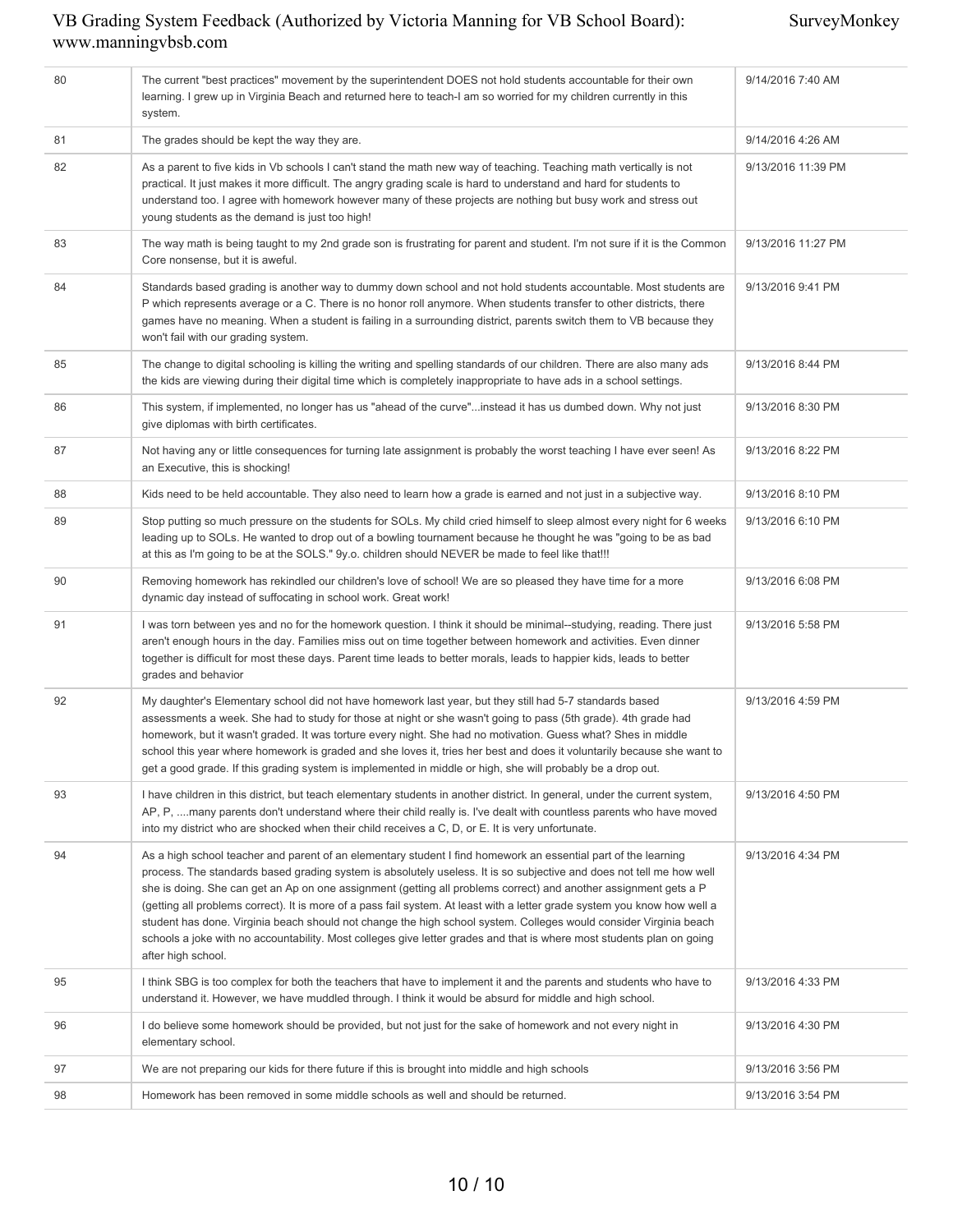| | | |
|---|---|---|
| 80 | The current "best practices" movement by the superintendent DOES not hold students accountable for their own learning. I grew up in Virginia Beach and returned here to teach-I am so worried for my children currently in this system. | 9/14/2016 7:40 AM |
| 81 | The grades should be kept the way they are. | 9/14/2016 4:26 AM |
| 82 | As a parent to five kids in Vb schools I can't stand the math new way of teaching. Teaching math vertically is not practical. It just makes it more difficult. The angry grading scale is hard to understand and hard for students to understand too. I agree with homework however many of these projects are nothing but busy work and stress out young students as the demand is just too high! | 9/13/2016 11:39 PM |
| 83 | The way math is being taught to my 2nd grade son is frustrating for parent and student. I'm not sure if it is the Common Core nonsense, but it is aweful. | 9/13/2016 11:27 PM |
| 84 | Standards based grading is another way to dummy down school and not hold students accountable. Most students are P which represents average or a C. There is no honor roll anymore. When students transfer to other districts, there games have no meaning. When a student is failing in a surrounding district, parents switch them to VB because they won't fail with our grading system. | 9/13/2016 9:41 PM |
| 85 | The change to digital schooling is killing the writing and spelling standards of our children. There are also many ads the kids are viewing during their digital time which is completely inappropriate to have ads in a school settings. | 9/13/2016 8:44 PM |
| 86 | This system, if implemented, no longer has us "ahead of the curve"...instead it has us dumbed down. Why not just give diplomas with birth certificates. | 9/13/2016 8:30 PM |
| 87 | Not having any or little consequences for turning late assignment is probably the worst teaching I have ever seen! As an Executive, this is shocking! | 9/13/2016 8:22 PM |
| 88 | Kids need to be held accountable. They also need to learn how a grade is earned and not just in a subjective way. | 9/13/2016 8:10 PM |
| 89 | Stop putting so much pressure on the students for SOLs. My child cried himself to sleep almost every night for 6 weeks leading up to SOLs. He wanted to drop out of a bowling tournament because he thought he was "going to be as bad at this as I'm going to be at the SOLS." 9y.o. children should NEVER be made to feel like that!!! | 9/13/2016 6:10 PM |
| 90 | Removing homework has rekindled our children's love of school! We are so pleased they have time for a more dynamic day instead of suffocating in school work. Great work! | 9/13/2016 6:08 PM |
| 91 | I was torn between yes and no for the homework question. I think it should be minimal--studying, reading. There just aren't enough hours in the day. Families miss out on time together between homework and activities. Even dinner together is difficult for most these days. Parent time leads to better morals, leads to happier kids, leads to better grades and behavior | 9/13/2016 5:58 PM |
| 92 | My daughter's Elementary school did not have homework last year, but they still had 5-7 standards based assessments a week. She had to study for those at night or she wasn't going to pass (5th grade). 4th grade had homework, but it wasn't graded. It was torture every night. She had no motivation. Guess what? Shes in middle school this year where homework is graded and she loves it, tries her best and does it voluntarily because she want to get a good grade. If this grading system is implemented in middle or high, she will probably be a drop out. | 9/13/2016 4:59 PM |
| 93 | I have children in this district, but teach elementary students in another district. In general, under the current system, AP, P, ....many parents don't understand where their child really is. I've dealt with countless parents who have moved into my district who are shocked when their child receives a C, D, or E. It is very unfortunate. | 9/13/2016 4:50 PM |
| 94 | As a high school teacher and parent of an elementary student I find homework an essential part of the learning process. The standards based grading system is absolutely useless. It is so subjective and does not tell me how well she is doing. She can get an Ap on one assignment (getting all problems correct) and another assignment gets a P (getting all problems correct). It is more of a pass fail system. At least with a letter grade system you know how well a student has done. Virginia beach should not change the high school system. Colleges would consider Virginia beach schools a joke with no accountability. Most colleges give letter grades and that is where most students plan on going after high school. | 9/13/2016 4:34 PM |
| 95 | I think SBG is too complex for both the teachers that have to implement it and the parents and students who have to understand it. However, we have muddled through. I think it would be absurd for middle and high school. | 9/13/2016 4:33 PM |
| 96 | I do believe some homework should be provided, but not just for the sake of homework and not every night in elementary school. | 9/13/2016 4:30 PM |
| 97 | We are not preparing our kids for there future if this is brought into middle and high schools | 9/13/2016 3:56 PM |
| 98 | Homework has been removed in some middle schools as well and should be returned. | 9/13/2016 3:54 PM |